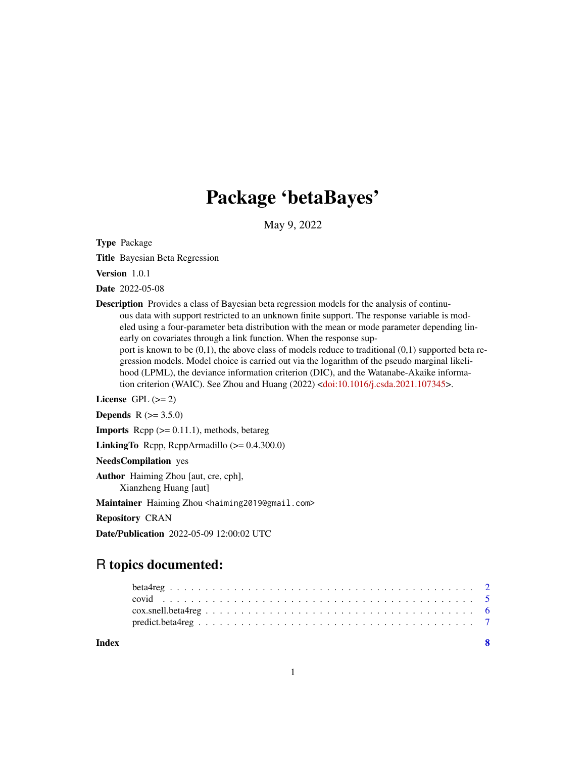# Package 'betaBayes'

May 9, 2022

**Type** Package

**Title** Bayesian Beta Regression

**Version** 1.0.1

**Date** 2022-05-08

**Description** Provides a class of Bayesian beta regression models for the analysis of continuous data with support restricted to an unknown finite support. The response variable is modeled using a four-parameter beta distribution with the mean or mode parameter depending linearly on covariates through a link function. When the response support is known to be (0,1), the above class of models reduce to traditional (0,1) supported beta regression models. Model choice is carried out via the logarithm of the pseudo marginal likelihood (LPML), the deviance information criterion (DIC), and the Watanabe-Akaike information criterion (WAIC). See Zhou and Huang (2022) <doi:10.1016/j.csda.2021.107345>.

**License** GPL (>= 2)

**Depends** R (>= 3.5.0)

**Imports** Rcpp (>= 0.11.1), methods, betareg

**LinkingTo** Rcpp, RcppArmadillo (>= 0.4.300.0)

**NeedsCompilation** yes

**Author** Haiming Zhou [aut, cre, cph],
Xianzheng Huang [aut]

**Maintainer** Haiming Zhou <haiming2019@gmail.com>

**Repository** CRAN

**Date/Publication** 2022-05-09 12:00:02 UTC

## R topics documented:

- beta4reg . . . . . . . . . . . . . . . . . . . . . . . . . . . . . . . . . . . . . . . . 2
- covid . . . . . . . . . . . . . . . . . . . . . . . . . . . . . . . . . . . . . . . . . . 5
- cox.snell.beta4reg . . . . . . . . . . . . . . . . . . . . . . . . . . . . . . . . . . . 6
- predict.beta4reg . . . . . . . . . . . . . . . . . . . . . . . . . . . . . . . . . . . . 7

**Index** 8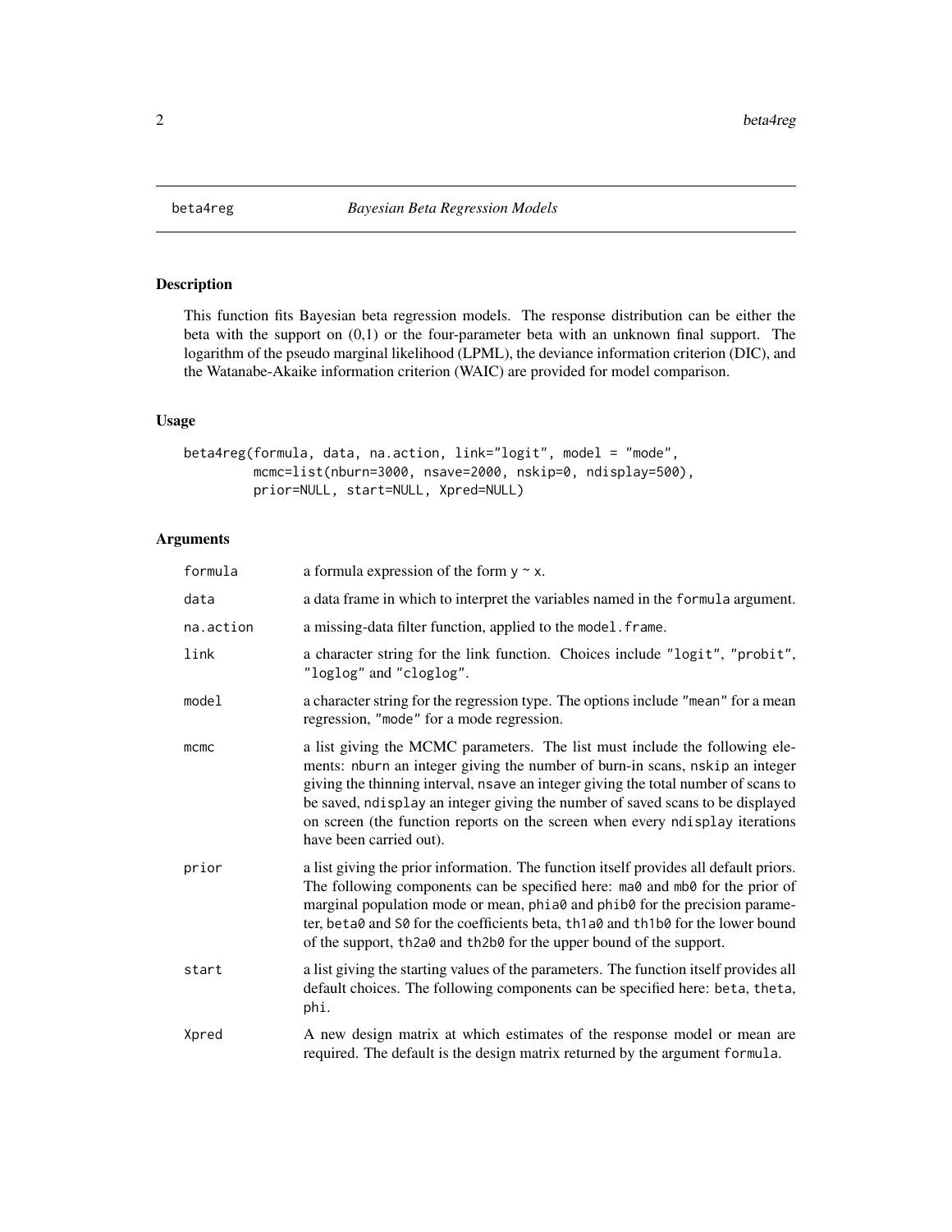beta4reg *Bayesian Beta Regression Models*

## Description

This function fits Bayesian beta regression models. The response distribution can be either the beta with the support on (0,1) or the four-parameter beta with an unknown final support. The logarithm of the pseudo marginal likelihood (LPML), the deviance information criterion (DIC), and the Watanabe-Akaike information criterion (WAIC) are provided for model comparison.

## Usage

```
beta4reg(formula, data, na.action, link="logit", model = "mode",
         mcmc=list(nburn=3000, nsave=2000, nskip=0, ndisplay=500),
         prior=NULL, start=NULL, Xpred=NULL)
```

## Arguments

| | |
|---|---|
| formula | a formula expression of the form `y ~ x`. |
| data | a data frame in which to interpret the variables named in the `formula` argument. |
| na.action | a missing-data filter function, applied to the `model.frame`. |
| link | a character string for the link function. Choices include `"logit"`, `"probit"`, `"loglog"` and `"cloglog"`. |
| model | a character string for the regression type. The options include `"mean"` for a mean regression, `"mode"` for a mode regression. |
| mcmc | a list giving the MCMC parameters. The list must include the following elements: `nburn` an integer giving the number of burn-in scans, `nskip` an integer giving the thinning interval, `nsave` an integer giving the total number of scans to be saved, `ndisplay` an integer giving the number of saved scans to be displayed on screen (the function reports on the screen when every `ndisplay` iterations have been carried out). |
| prior | a list giving the prior information. The function itself provides all default priors. The following components can be specified here: `ma0` and `mb0` for the prior of marginal population mode or mean, `phia0` and `phib0` for the precision parameter, `beta0` and `S0` for the coefficients beta, `th1a0` and `th1b0` for the lower bound of the support, `th2a0` and `th2b0` for the upper bound of the support. |
| start | a list giving the starting values of the parameters. The function itself provides all default choices. The following components can be specified here: `beta`, `theta`, `phi`. |
| Xpred | A new design matrix at which estimates of the response model or mean are required. The default is the design matrix returned by the argument `formula`. |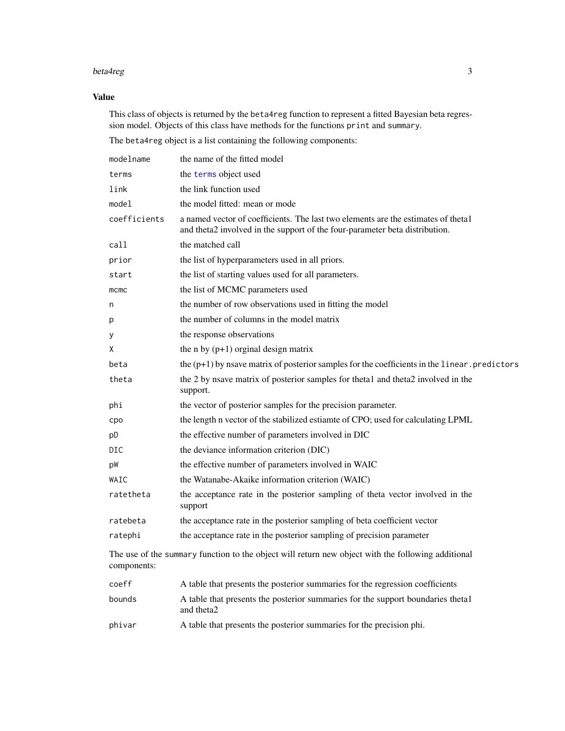## Value

This class of objects is returned by the `beta4reg` function to represent a fitted Bayesian beta regression model. Objects of this class have methods for the functions `print` and `summary`.

The `beta4reg` object is a list containing the following components:

| | |
|---|---|
| `modelname` | the name of the fitted model |
| `terms` | the `terms` object used |
| `link` | the link function used |
| `model` | the model fitted: mean or mode |
| `coefficients` | a named vector of coefficients. The last two elements are the estimates of theta1 and theta2 involved in the support of the four-parameter beta distribution. |
| `call` | the matched call |
| `prior` | the list of hyperparameters used in all priors. |
| `start` | the list of starting values used for all parameters. |
| `mcmc` | the list of MCMC parameters used |
| `n` | the number of row observations used in fitting the model |
| `p` | the number of columns in the model matrix |
| `y` | the response observations |
| `X` | the n by (p+1) orginal design matrix |
| `beta` | the (p+1) by nsave matrix of posterior samples for the coefficients in the `linear.predictors` |
| `theta` | the 2 by nsave matrix of posterior samples for theta1 and theta2 involved in the support. |
| `phi` | the vector of posterior samples for the precision parameter. |
| `cpo` | the length n vector of the stabilized estiamte of CPO; used for calculating LPML |
| `pD` | the effective number of parameters involved in DIC |
| `DIC` | the deviance information criterion (DIC) |
| `pW` | the effective number of parameters involved in WAIC |
| `WAIC` | the Watanabe-Akaike information criterion (WAIC) |
| `ratetheta` | the acceptance rate in the posterior sampling of theta vector involved in the support |
| `ratebeta` | the acceptance rate in the posterior sampling of beta coefficient vector |
| `ratephi` | the acceptance rate in the posterior sampling of precision parameter |

The use of the `summary` function to the object will return new object with the following additional components:

| | |
|---|---|
| `coeff` | A table that presents the posterior summaries for the regression coefficients |
| `bounds` | A table that presents the posterior summaries for the support boundaries theta1 and theta2 |
| `phivar` | A table that presents the posterior summaries for the precision phi. |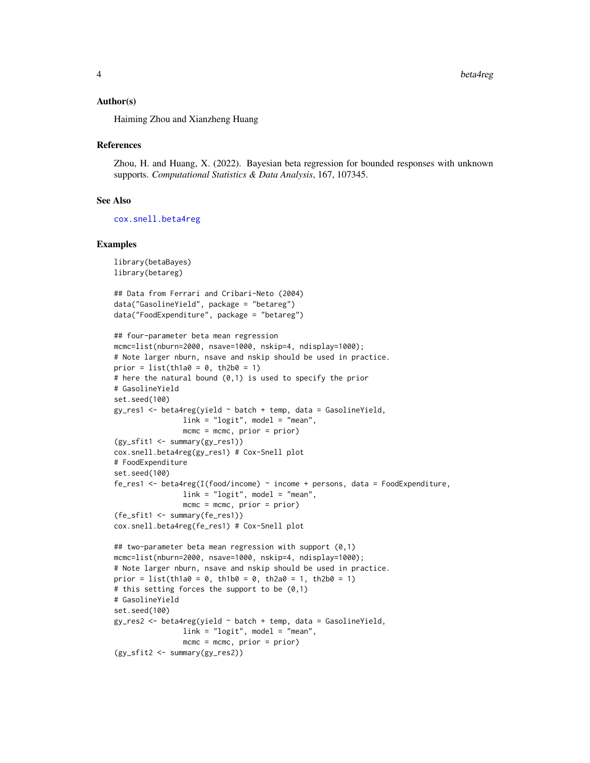### Author(s)

Haiming Zhou and Xianzheng Huang

### References

Zhou, H. and Huang, X. (2022). Bayesian beta regression for bounded responses with unknown supports. *Computational Statistics & Data Analysis*, 167, 107345.

### See Also

cox.snell.beta4reg

### Examples

```
library(betaBayes)
library(betareg)

## Data from Ferrari and Cribari-Neto (2004)
data("GasolineYield", package = "betareg")
data("FoodExpenditure", package = "betareg")

## four-parameter beta mean regression
mcmc=list(nburn=2000, nsave=1000, nskip=4, ndisplay=1000);
# Note larger nburn, nsave and nskip should be used in practice.
prior = list(th1a0 = 0, th2b0 = 1)
# here the natural bound (0,1) is used to specify the prior
# GasolineYield
set.seed(100)
gy_res1 <- beta4reg(yield ~ batch + temp, data = GasolineYield,
                link = "logit", model = "mean",
                mcmc = mcmc, prior = prior)
(gy_sfit1 <- summary(gy_res1))
cox.snell.beta4reg(gy_res1) # Cox-Snell plot
# FoodExpenditure
set.seed(100)
fe_res1 <- beta4reg(I(food/income) ~ income + persons, data = FoodExpenditure,
                link = "logit", model = "mean",
                mcmc = mcmc, prior = prior)
(fe_sfit1 <- summary(fe_res1))
cox.snell.beta4reg(fe_res1) # Cox-Snell plot

## two-parameter beta mean regression with support (0,1)
mcmc=list(nburn=2000, nsave=1000, nskip=4, ndisplay=1000);
# Note larger nburn, nsave and nskip should be used in practice.
prior = list(th1a0 = 0, th1b0 = 0, th2a0 = 1, th2b0 = 1)
# this setting forces the support to be (0,1)
# GasolineYield
set.seed(100)
gy_res2 <- beta4reg(yield ~ batch + temp, data = GasolineYield,
                link = "logit", model = "mean",
                mcmc = mcmc, prior = prior)
(gy_sfit2 <- summary(gy_res2))
```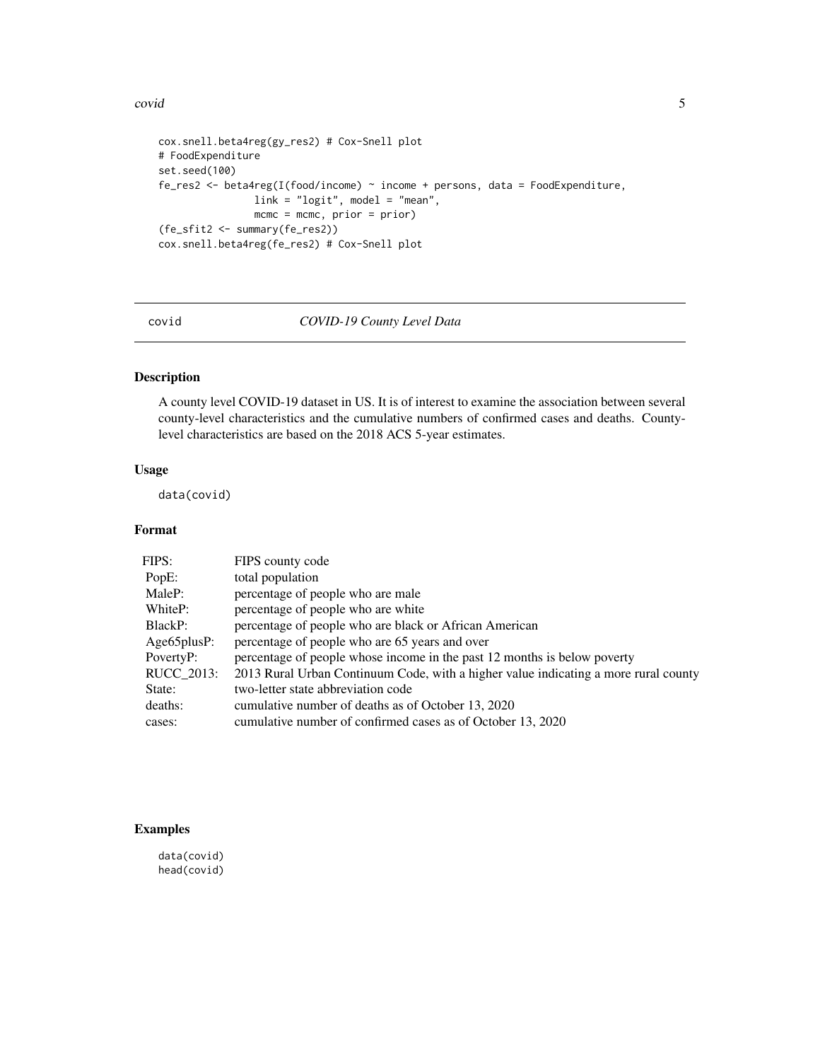```
cox.snell.beta4reg(gy_res2) # Cox-Snell plot
# FoodExpenditure
set.seed(100)
fe_res2 <- beta4reg(I(food/income) ~ income + persons, data = FoodExpenditure,
                link = "logit", model = "mean",
                mcmc = mcmc, prior = prior)
(fe_sfit2 <- summary(fe_res2))
cox.snell.beta4reg(fe_res2) # Cox-Snell plot
```

---

## covid — *COVID-19 County Level Data*

### Description

A county level COVID-19 dataset in US. It is of interest to examine the association between several county-level characteristics and the cumulative numbers of confirmed cases and deaths. County-level characteristics are based on the 2018 ACS 5-year estimates.

### Usage

```
data(covid)
```

### Format

| | |
|---|---|
| FIPS: | FIPS county code |
| PopE: | total population |
| MaleP: | percentage of people who are male |
| WhiteP: | percentage of people who are white |
| BlackP: | percentage of people who are black or African American |
| Age65plusP: | percentage of people who are 65 years and over |
| PovertyP: | percentage of people whose income in the past 12 months is below poverty |
| RUCC_2013: | 2013 Rural Urban Continuum Code, with a higher value indicating a more rural county |
| State: | two-letter state abbreviation code |
| deaths: | cumulative number of deaths as of October 13, 2020 |
| cases: | cumulative number of confirmed cases as of October 13, 2020 |

### Examples

```
data(covid)
head(covid)
```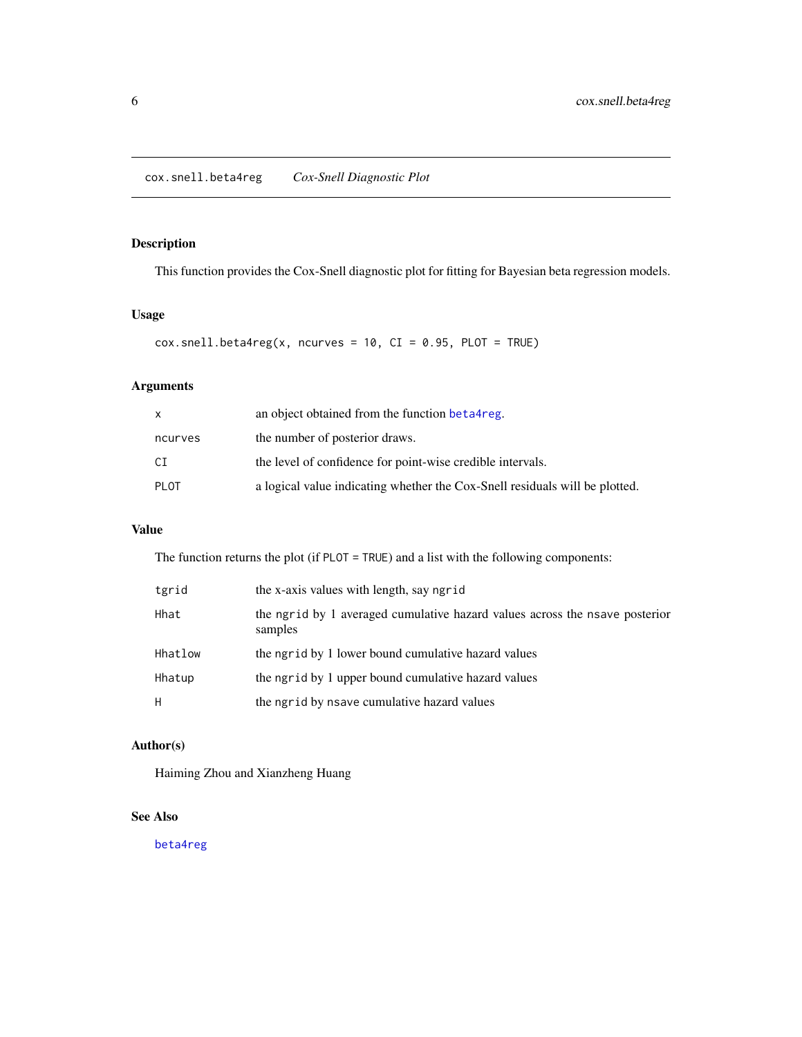## cox.snell.beta4reg — *Cox-Snell Diagnostic Plot*

### Description

This function provides the Cox-Snell diagnostic plot for fitting for Bayesian beta regression models.

### Usage

```
cox.snell.beta4reg(x, ncurves = 10, CI = 0.95, PLOT = TRUE)
```

### Arguments

| | |
|---|---|
| `x` | an object obtained from the function `beta4reg`. |
| `ncurves` | the number of posterior draws. |
| `CI` | the level of confidence for point-wise credible intervals. |
| `PLOT` | a logical value indicating whether the Cox-Snell residuals will be plotted. |

### Value

The function returns the plot (if `PLOT = TRUE`) and a list with the following components:

| | |
|---|---|
| `tgrid` | the x-axis values with length, say `ngrid` |
| `Hhat` | the `ngrid` by 1 averaged cumulative hazard values across the `nsave` posterior samples |
| `Hhatlow` | the `ngrid` by 1 lower bound cumulative hazard values |
| `Hhatup` | the `ngrid` by 1 upper bound cumulative hazard values |
| `H` | the `ngrid` by `nsave` cumulative hazard values |

### Author(s)

Haiming Zhou and Xianzheng Huang

### See Also

`beta4reg`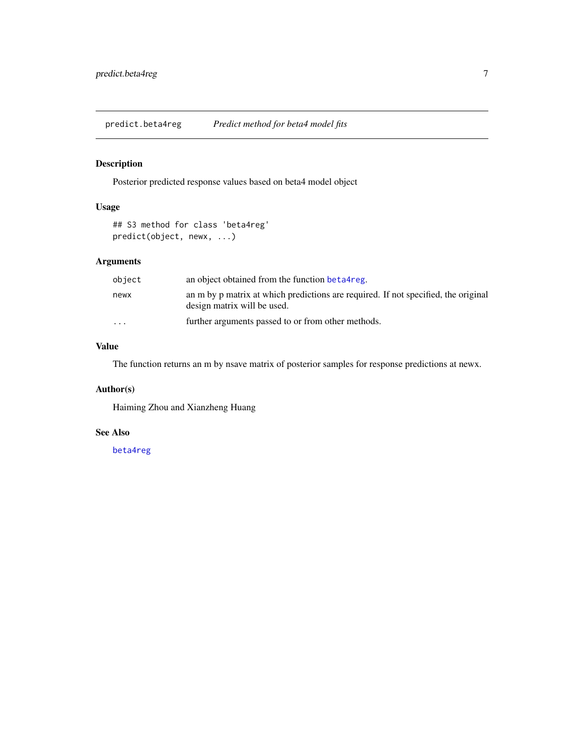# predict.beta4reg — *Predict method for beta4 model fits*

## Description

Posterior predicted response values based on beta4 model object

## Usage

```
## S3 method for class 'beta4reg'
predict(object, newx, ...)
```

## Arguments

| | |
|---|---|
| `object` | an object obtained from the function `beta4reg`. |
| `newx` | an m by p matrix at which predictions are required. If not specified, the original design matrix will be used. |
| `...` | further arguments passed to or from other methods. |

## Value

The function returns an m by nsave matrix of posterior samples for response predictions at newx.

## Author(s)

Haiming Zhou and Xianzheng Huang

## See Also

`beta4reg`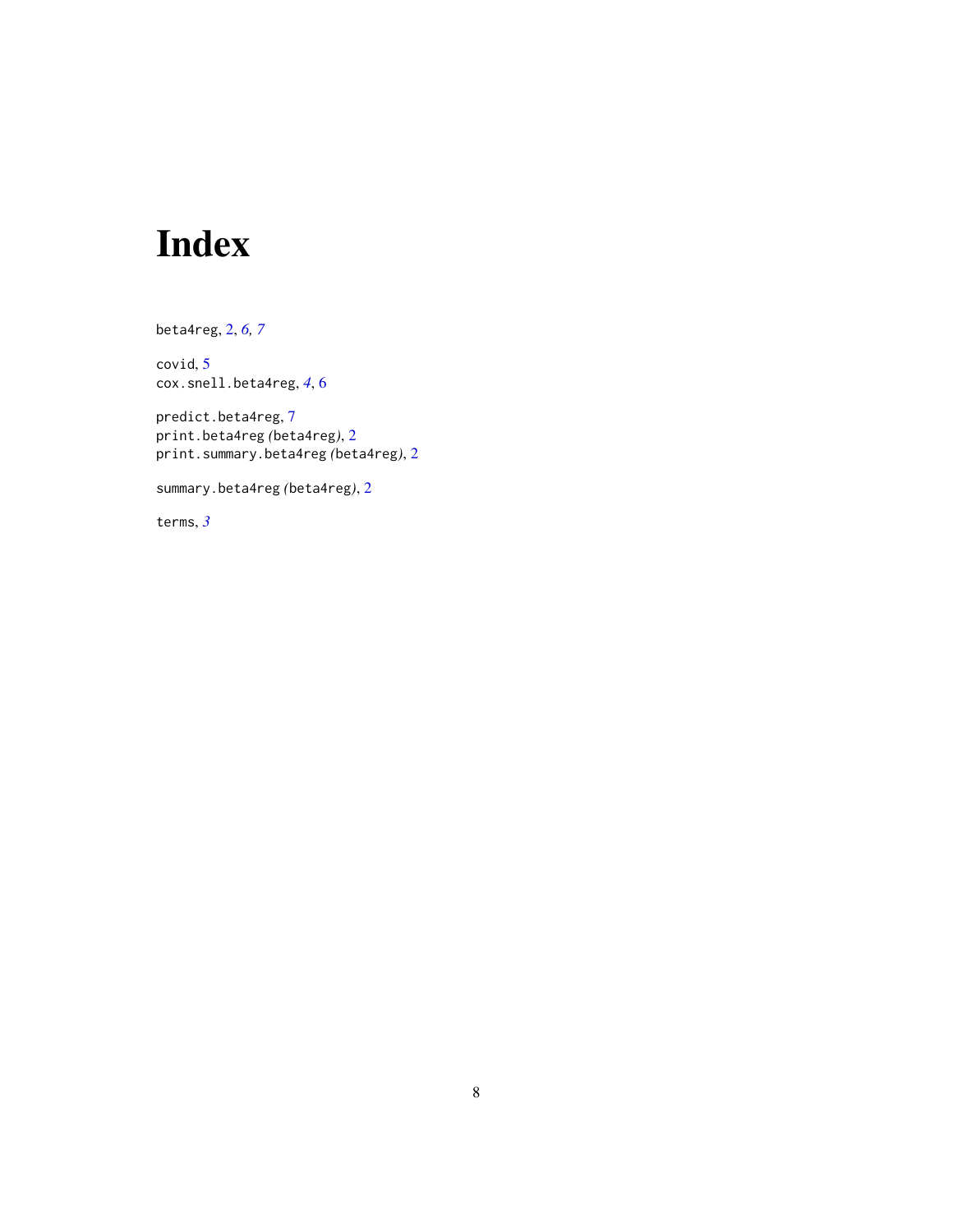# Index

beta4reg, 2, *6, 7*

covid, 5
cox.snell.beta4reg, *4*, 6

predict.beta4reg, 7
print.beta4reg *(*beta4reg*)*, 2
print.summary.beta4reg *(*beta4reg*)*, 2

summary.beta4reg *(*beta4reg*)*, 2

terms, *3*